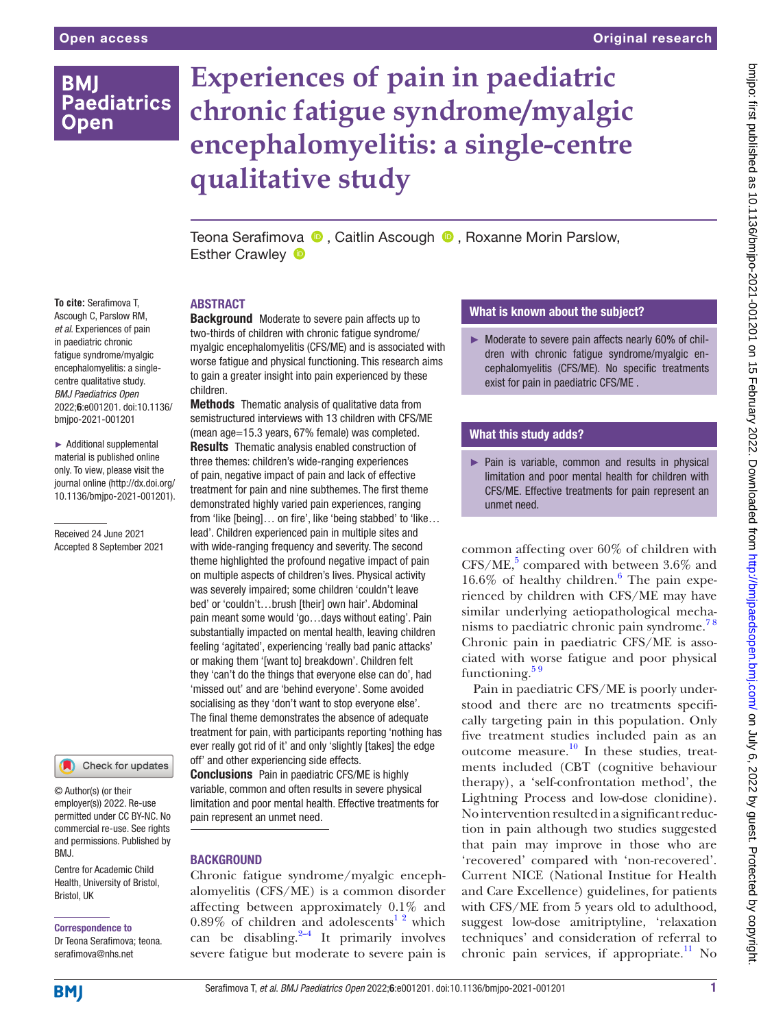Open access | Original research

# Experiences of pain in paediatric chronic fatigue syndrome/myalgic encephalomyelitis: a single-centre qualitative study

Teona Serafimova, Caitlin Ascough, Roxanne Morin Parslow, Esther Crawley

**To cite:** Serafimova T, Ascough C, Parslow RM, *et al*. Experiences of pain in paediatric chronic fatigue syndrome/myalgic encephalomyelitis: a single-centre qualitative study. *BMJ Paediatrics Open* 2022;**6**:e001201. doi:10.1136/bmjpo-2021-001201

► Additional supplemental material is published online only. To view, please visit the journal online (http://dx.doi.org/10.1136/bmjpo-2021-001201).

Received 24 June 2021
Accepted 8 September 2021

© Author(s) (or their employer(s)) 2022. Re-use permitted under CC BY-NC. No commercial re-use. See rights and permissions. Published by BMJ.

Centre for Academic Child Health, University of Bristol, Bristol, UK

**Correspondence to**
Dr Teona Serafimova; teona.serafimova@nhs.net

## ABSTRACT

**Background** Moderate to severe pain affects up to two-thirds of children with chronic fatigue syndrome/myalgic encephalomyelitis (CFS/ME) and is associated with worse fatigue and physical functioning. This research aims to gain a greater insight into pain experienced by these children.

**Methods** Thematic analysis of qualitative data from semistructured interviews with 13 children with CFS/ME (mean age=15.3 years, 67% female) was completed.

**Results** Thematic analysis enabled construction of three themes: children's wide-ranging experiences of pain, negative impact of pain and lack of effective treatment for pain and nine subthemes. The first theme demonstrated highly varied pain experiences, ranging from 'like [being]… on fire', like 'being stabbed' to 'like… lead'. Children experienced pain in multiple sites and with wide-ranging frequency and severity. The second theme highlighted the profound negative impact of pain on multiple aspects of children's lives. Physical activity was severely impaired; some children 'couldn't leave bed' or 'couldn't…brush [their] own hair'. Abdominal pain meant some would 'go…days without eating'. Pain substantially impacted on mental health, leaving children feeling 'agitated', experiencing 'really bad panic attacks' or making them '[want to] breakdown'. Children felt they 'can't do the things that everyone else can do', had 'missed out' and are 'behind everyone'. Some avoided socialising as they 'don't want to stop everyone else'. The final theme demonstrates the absence of adequate treatment for pain, with participants reporting 'nothing has ever really got rid of it' and only 'slightly [takes] the edge off' and other experiencing side effects.

**Conclusions** Pain in paediatric CFS/ME is highly variable, common and often results in severe physical limitation and poor mental health. Effective treatments for pain represent an unmet need.

### What is known about the subject?

► Moderate to severe pain affects nearly 60% of children with chronic fatigue syndrome/myalgic encephalomyelitis (CFS/ME). No specific treatments exist for pain in paediatric CFS/ME .

### What this study adds?

► Pain is variable, common and results in physical limitation and poor mental health for children with CFS/ME. Effective treatments for pain represent an unmet need.

## BACKGROUND

Chronic fatigue syndrome/myalgic encephalomyelitis (CFS/ME) is a common disorder affecting between approximately 0.1% and 0.89% of children and adolescents[1 2] which can be disabling.[2–4] It primarily involves severe fatigue but moderate to severe pain is common affecting over 60% of children with CFS/ME,[5] compared with between 3.6% and 16.6% of healthy children.[6] The pain experienced by children with CFS/ME may have similar underlying aetiopathological mechanisms to paediatric chronic pain syndrome.[7 8] Chronic pain in paediatric CFS/ME is associated with worse fatigue and poor physical functioning.[5 9]

Pain in paediatric CFS/ME is poorly understood and there are no treatments specifically targeting pain in this population. Only five treatment studies included pain as an outcome measure.[10] In these studies, treatments included (CBT (cognitive behaviour therapy), a 'self-confrontation method', the Lightning Process and low-dose clonidine). No intervention resulted in a significant reduction in pain although two studies suggested that pain may improve in those who are 'recovered' compared with 'non-recovered'. Current NICE (National Institue for Health and Care Excellence) guidelines, for patients with CFS/ME from 5 years old to adulthood, suggest low-dose amitriptyline, 'relaxation techniques' and consideration of referral to chronic pain services, if appropriate.[11] No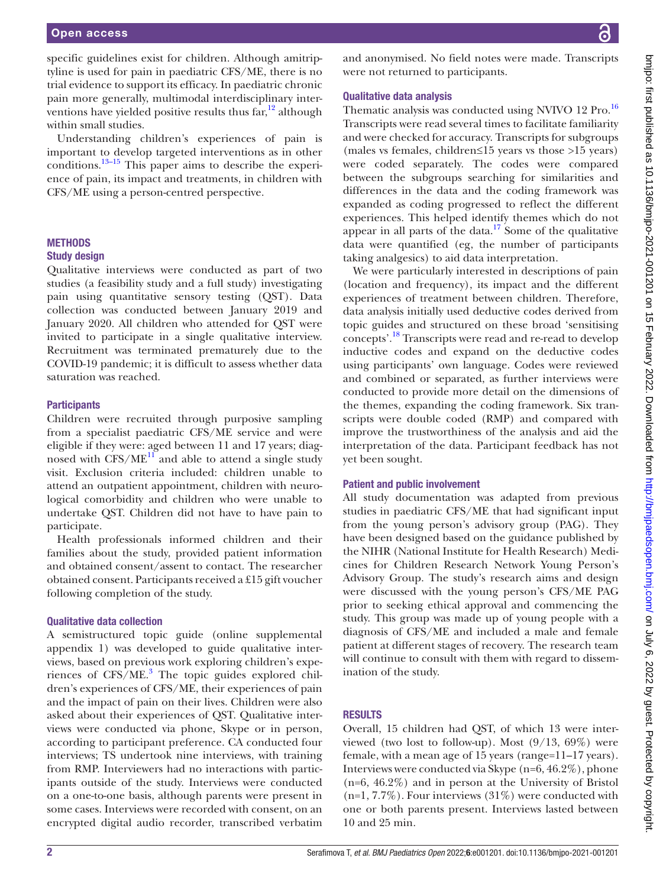specific guidelines exist for children. Although amitriptyline is used for pain in paediatric CFS/ME, there is no trial evidence to support its efficacy. In paediatric chronic pain more generally, multimodal interdisciplinary interventions have yielded positive results thus far,[12] although within small studies.

Understanding children's experiences of pain is important to develop targeted interventions as in other conditions.[13–15] This paper aims to describe the experience of pain, its impact and treatments, in children with CFS/ME using a person-centred perspective.

## METHODS

### Study design

Qualitative interviews were conducted as part of two studies (a feasibility study and a full study) investigating pain using quantitative sensory testing (QST). Data collection was conducted between January 2019 and January 2020. All children who attended for QST were invited to participate in a single qualitative interview. Recruitment was terminated prematurely due to the COVID-19 pandemic; it is difficult to assess whether data saturation was reached.

### Participants

Children were recruited through purposive sampling from a specialist paediatric CFS/ME service and were eligible if they were: aged between 11 and 17 years; diagnosed with CFS/ME[11] and able to attend a single study visit. Exclusion criteria included: children unable to attend an outpatient appointment, children with neurological comorbidity and children who were unable to undertake QST. Children did not have to have pain to participate.

Health professionals informed children and their families about the study, provided patient information and obtained consent/assent to contact. The researcher obtained consent. Participants received a £15 gift voucher following completion of the study.

### Qualitative data collection

A semistructured topic guide (online supplemental appendix 1) was developed to guide qualitative interviews, based on previous work exploring children's experiences of CFS/ME.[3] The topic guides explored children's experiences of CFS/ME, their experiences of pain and the impact of pain on their lives. Children were also asked about their experiences of QST. Qualitative interviews were conducted via phone, Skype or in person, according to participant preference. CA conducted four interviews; TS undertook nine interviews, with training from RMP. Interviewers had no interactions with participants outside of the study. Interviews were conducted on a one-to-one basis, although parents were present in some cases. Interviews were recorded with consent, on an encrypted digital audio recorder, transcribed verbatim and anonymised. No field notes were made. Transcripts were not returned to participants.

### Qualitative data analysis

Thematic analysis was conducted using NVIVO 12 Pro.[16] Transcripts were read several times to facilitate familiarity and were checked for accuracy. Transcripts for subgroups (males vs females, children≤15 years vs those >15 years) were coded separately. The codes were compared between the subgroups searching for similarities and differences in the data and the coding framework was expanded as coding progressed to reflect the different experiences. This helped identify themes which do not appear in all parts of the data.[17] Some of the qualitative data were quantified (eg, the number of participants taking analgesics) to aid data interpretation.

We were particularly interested in descriptions of pain (location and frequency), its impact and the different experiences of treatment between children. Therefore, data analysis initially used deductive codes derived from topic guides and structured on these broad 'sensitising concepts'.[18] Transcripts were read and re-read to develop inductive codes and expand on the deductive codes using participants' own language. Codes were reviewed and combined or separated, as further interviews were conducted to provide more detail on the dimensions of the themes, expanding the coding framework. Six transcripts were double coded (RMP) and compared with improve the trustworthiness of the analysis and aid the interpretation of the data. Participant feedback has not yet been sought.

### Patient and public involvement

All study documentation was adapted from previous studies in paediatric CFS/ME that had significant input from the young person's advisory group (PAG). They have been designed based on the guidance published by the NIHR (National Institute for Health Research) Medicines for Children Research Network Young Person's Advisory Group. The study's research aims and design were discussed with the young person's CFS/ME PAG prior to seeking ethical approval and commencing the study. This group was made up of young people with a diagnosis of CFS/ME and included a male and female patient at different stages of recovery. The research team will continue to consult with them with regard to dissemination of the study.

## RESULTS

Overall, 15 children had QST, of which 13 were interviewed (two lost to follow-up). Most (9/13, 69%) were female, with a mean age of 15 years (range=11–17 years). Interviews were conducted via Skype (n=6, 46.2%), phone (n=6, 46.2%) and in person at the University of Bristol (n=1, 7.7%). Four interviews (31%) were conducted with one or both parents present. Interviews lasted between 10 and 25 min.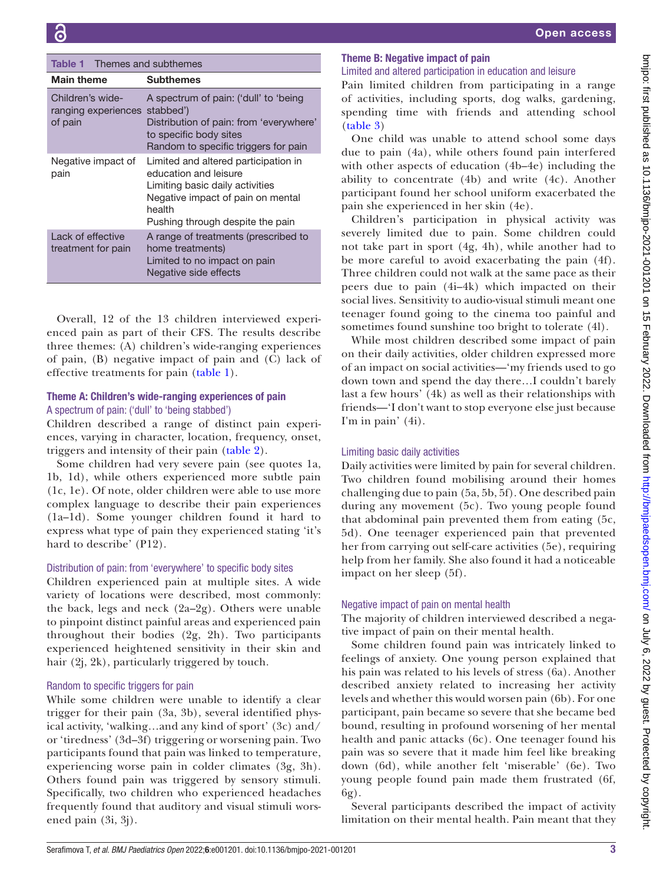Table 1 Themes and subthemes

| Main theme | Subthemes |
|---|---|
| Children's wide-ranging experiences of pain | A spectrum of pain: ('dull' to 'being stabbed')<br>Distribution of pain: from 'everywhere' to specific body sites<br>Random to specific triggers for pain |
| Negative impact of pain | Limited and altered participation in education and leisure<br>Limiting basic daily activities<br>Negative impact of pain on mental health<br>Pushing through despite the pain |
| Lack of effective treatment for pain | A range of treatments (prescribed to home treatments)<br>Limited to no impact on pain<br>Negative side effects |

Overall, 12 of the 13 children interviewed experienced pain as part of their CFS. The results describe three themes: (A) children's wide-ranging experiences of pain, (B) negative impact of pain and (C) lack of effective treatments for pain (table 1).

## Theme A: Children's wide-ranging experiences of pain

### A spectrum of pain: ('dull' to 'being stabbed')

Children described a range of distinct pain experiences, varying in character, location, frequency, onset, triggers and intensity of their pain (table 2).

Some children had very severe pain (see quotes 1a, 1b, 1d), while others experienced more subtle pain (1c, 1e). Of note, older children were able to use more complex language to describe their pain experiences (1a–1d). Some younger children found it hard to express what type of pain they experienced stating 'it's hard to describe' (P12).

### Distribution of pain: from 'everywhere' to specific body sites

Children experienced pain at multiple sites. A wide variety of locations were described, most commonly: the back, legs and neck (2a–2g). Others were unable to pinpoint distinct painful areas and experienced pain throughout their bodies (2g, 2h). Two participants experienced heightened sensitivity in their skin and hair (2j, 2k), particularly triggered by touch.

### Random to specific triggers for pain

While some children were unable to identify a clear trigger for their pain (3a, 3b), several identified physical activity, 'walking…and any kind of sport' (3c) and/or 'tiredness' (3d–3f) triggering or worsening pain. Two participants found that pain was linked to temperature, experiencing worse pain in colder climates (3g, 3h). Others found pain was triggered by sensory stimuli. Specifically, two children who experienced headaches frequently found that auditory and visual stimuli worsened pain (3i, 3j).

## Theme B: Negative impact of pain

### Limited and altered participation in education and leisure

Pain limited children from participating in a range of activities, including sports, dog walks, gardening, spending time with friends and attending school (table 3)

One child was unable to attend school some days due to pain (4a), while others found pain interfered with other aspects of education (4b–4e) including the ability to concentrate (4b) and write (4c). Another participant found her school uniform exacerbated the pain she experienced in her skin (4e).

Children's participation in physical activity was severely limited due to pain. Some children could not take part in sport (4g, 4h), while another had to be more careful to avoid exacerbating the pain (4f). Three children could not walk at the same pace as their peers due to pain (4i–4k) which impacted on their social lives. Sensitivity to audio-visual stimuli meant one teenager found going to the cinema too painful and sometimes found sunshine too bright to tolerate (4l).

While most children described some impact of pain on their daily activities, older children expressed more of an impact on social activities—'my friends used to go down town and spend the day there…I couldn't barely last a few hours' (4k) as well as their relationships with friends—'I don't want to stop everyone else just because I'm in pain' (4i).

### Limiting basic daily activities

Daily activities were limited by pain for several children. Two children found mobilising around their homes challenging due to pain (5a, 5b, 5f). One described pain during any movement (5c). Two young people found that abdominal pain prevented them from eating (5c, 5d). One teenager experienced pain that prevented her from carrying out self-care activities (5e), requiring help from her family. She also found it had a noticeable impact on her sleep (5f).

### Negative impact of pain on mental health

The majority of children interviewed described a negative impact of pain on their mental health.

Some children found pain was intricately linked to feelings of anxiety. One young person explained that his pain was related to his levels of stress (6a). Another described anxiety related to increasing her activity levels and whether this would worsen pain (6b). For one participant, pain became so severe that she became bed bound, resulting in profound worsening of her mental health and panic attacks (6c). One teenager found his pain was so severe that it made him feel like breaking down (6d), while another felt 'miserable' (6e). Two young people found pain made them frustrated (6f, 6g).

Several participants described the impact of activity limitation on their mental health. Pain meant that they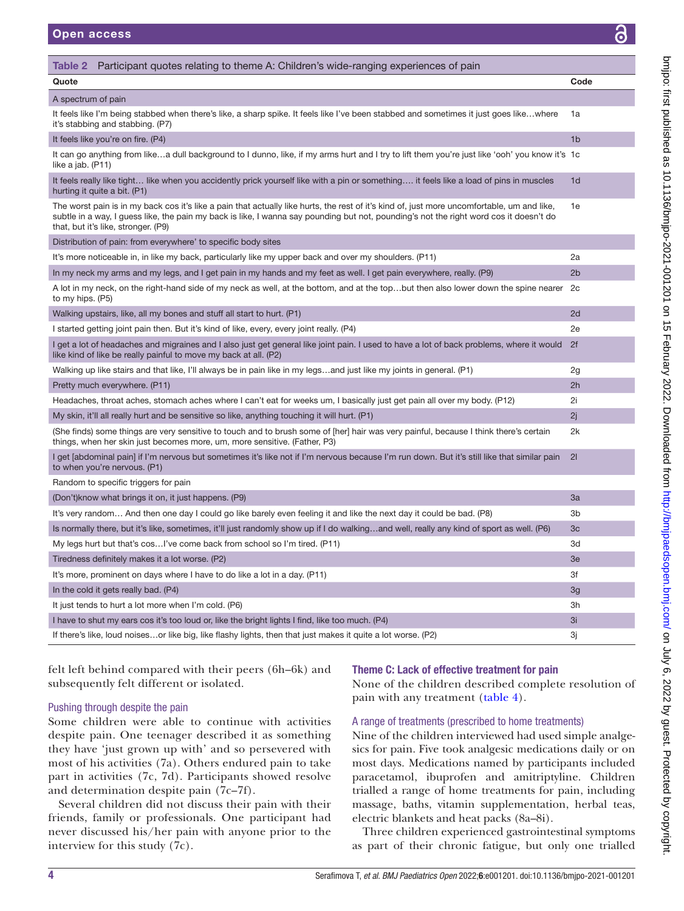**Table 2** Participant quotes relating to theme A: Children's wide-ranging experiences of pain

| Quote | Code |
|---|---|
| **A spectrum of pain** | |
| It feels like I'm being stabbed when there's like, a sharp spike. It feels like I've been stabbed and sometimes it just goes like…where it's stabbing and stabbing. (P7) | 1a |
| It feels like you're on fire. (P4) | 1b |
| It can go anything from like…a dull background to I dunno, like, if my arms hurt and I try to lift them you're just like 'ooh' you know it's like a jab. (P11) | 1c |
| It feels really like tight… like when you accidently prick yourself like with a pin or something…. it feels like a load of pins in muscles hurting it quite a bit. (P1) | 1d |
| The worst pain is in my back cos it's like a pain that actually like hurts, the rest of it's kind of, just more uncomfortable, um and like, subtle in a way, I guess like, the pain my back is like, I wanna say pounding but not, pounding's not the right word cos it doesn't do that, but it's like, stronger. (P9) | 1e |
| **Distribution of pain: from everywhere' to specific body sites** | |
| It's more noticeable in, in like my back, particularly like my upper back and over my shoulders. (P11) | 2a |
| In my neck my arms and my legs, and I get pain in my hands and my feet as well. I get pain everywhere, really. (P9) | 2b |
| A lot in my neck, on the right-hand side of my neck as well, at the bottom, and at the top…but then also lower down the spine nearer to my hips. (P5) | 2c |
| Walking upstairs, like, all my bones and stuff all start to hurt. (P1) | 2d |
| I started getting joint pain then. But it's kind of like, every, every joint really. (P4) | 2e |
| I get a lot of headaches and migraines and I also just get general like joint pain. I used to have a lot of back problems, where it would like kind of like be really painful to move my back at all. (P2) | 2f |
| Walking up like stairs and that like, I'll always be in pain like in my legs…and just like my joints in general. (P1) | 2g |
| Pretty much everywhere. (P11) | 2h |
| Headaches, throat aches, stomach aches where I can't eat for weeks um, I basically just get pain all over my body. (P12) | 2i |
| My skin, it'll all really hurt and be sensitive so like, anything touching it will hurt. (P1) | 2j |
| (She finds) some things are very sensitive to touch and to brush some of [her] hair was very painful, because I think there's certain things, when her skin just becomes more, um, more sensitive. (Father, P3) | 2k |
| I get [abdominal pain] if I'm nervous but sometimes it's like not if I'm nervous because I'm run down. But it's still like that similar pain to when you're nervous. (P1) | 2l |
| **Random to specific triggers for pain** | |
| (Don't)know what brings it on, it just happens. (P9) | 3a |
| It's very random… And then one day I could go like barely even feeling it and like the next day it could be bad. (P8) | 3b |
| Is normally there, but it's like, sometimes, it'll just randomly show up if I do walking…and well, really any kind of sport as well. (P6) | 3c |
| My legs hurt but that's cos…I've come back from school so I'm tired. (P11) | 3d |
| Tiredness definitely makes it a lot worse. (P2) | 3e |
| It's more, prominent on days where I have to do like a lot in a day. (P11) | 3f |
| In the cold it gets really bad. (P4) | 3g |
| It just tends to hurt a lot more when I'm cold. (P6) | 3h |
| I have to shut my ears cos it's too loud or, like the bright lights I find, like too much. (P4) | 3i |
| If there's like, loud noises…or like big, like flashy lights, then that just makes it quite a lot worse. (P2) | 3j |

felt left behind compared with their peers (6h–6k) and subsequently felt different or isolated.

### Pushing through despite the pain

Some children were able to continue with activities despite pain. One teenager described it as something they have 'just grown up with' and so persevered with most of his activities (7a). Others endured pain to take part in activities (7c, 7d). Participants showed resolve and determination despite pain (7c–7f).

Several children did not discuss their pain with their friends, family or professionals. One participant had never discussed his/her pain with anyone prior to the interview for this study (7c).

## Theme C: Lack of effective treatment for pain

None of the children described complete resolution of pain with any treatment (table 4).

### A range of treatments (prescribed to home treatments)

Nine of the children interviewed had used simple analgesics for pain. Five took analgesic medications daily or on most days. Medications named by participants included paracetamol, ibuprofen and amitriptyline. Children trialled a range of home treatments for pain, including massage, baths, vitamin supplementation, herbal teas, electric blankets and heat packs (8a–8i).

Three children experienced gastrointestinal symptoms as part of their chronic fatigue, but only one trialled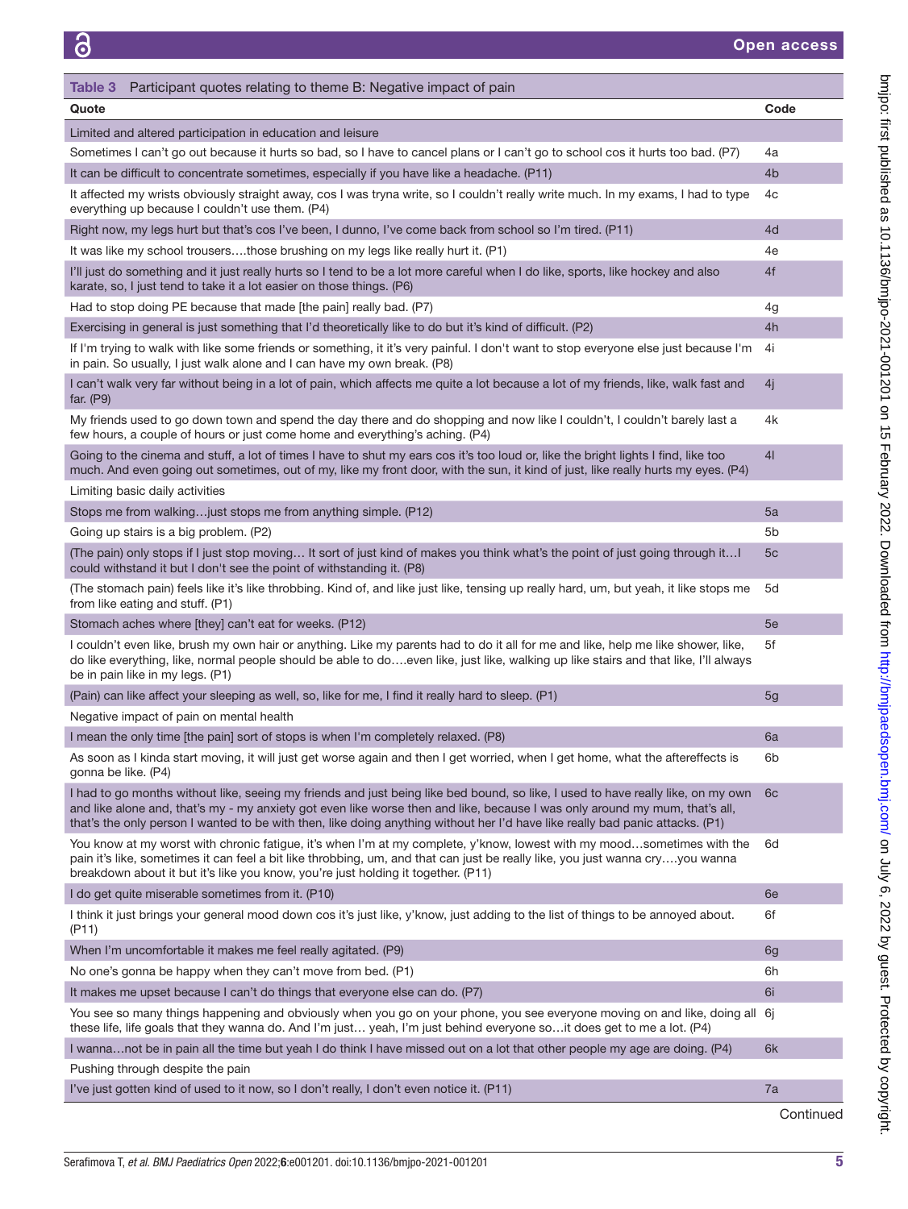Table 3 Participant quotes relating to theme B: Negative impact of pain

| Quote | Code |
|---|---|
| **Limited and altered participation in education and leisure** | |
| Sometimes I can't go out because it hurts so bad, so I have to cancel plans or I can't go to school cos it hurts too bad. (P7) | 4a |
| It can be difficult to concentrate sometimes, especially if you have like a headache. (P11) | 4b |
| It affected my wrists obviously straight away, cos I was tryna write, so I couldn't really write much. In my exams, I had to type everything up because I couldn't use them. (P4) | 4c |
| Right now, my legs hurt but that's cos I've been, I dunno, I've come back from school so I'm tired. (P11) | 4d |
| It was like my school trousers….those brushing on my legs like really hurt it. (P1) | 4e |
| I'll just do something and it just really hurts so I tend to be a lot more careful when I do like, sports, like hockey and also karate, so, I just tend to take it a lot easier on those things. (P6) | 4f |
| Had to stop doing PE because that made [the pain] really bad. (P7) | 4g |
| Exercising in general is just something that I'd theoretically like to do but it's kind of difficult. (P2) | 4h |
| If I'm trying to walk with like some friends or something, it it's very painful. I don't want to stop everyone else just because I'm in pain. So usually, I just walk alone and I can have my own break. (P8) | 4i |
| I can't walk very far without being in a lot of pain, which affects me quite a lot because a lot of my friends, like, walk fast and far. (P9) | 4j |
| My friends used to go down town and spend the day there and do shopping and now like I couldn't, I couldn't barely last a few hours, a couple of hours or just come home and everything's aching. (P4) | 4k |
| Going to the cinema and stuff, a lot of times I have to shut my ears cos it's too loud or, like the bright lights I find, like too much. And even going out sometimes, out of my, like my front door, with the sun, it kind of just, like really hurts my eyes. (P4) | 4l |
| **Limiting basic daily activities** | |
| Stops me from walking…just stops me from anything simple. (P12) | 5a |
| Going up stairs is a big problem. (P2) | 5b |
| (The pain) only stops if I just stop moving… It sort of just kind of makes you think what's the point of just going through it…I could withstand it but I don't see the point of withstanding it. (P8) | 5c |
| (The stomach pain) feels like it's like throbbing. Kind of, and like just like, tensing up really hard, um, but yeah, it like stops me from like eating and stuff. (P1) | 5d |
| Stomach aches where [they] can't eat for weeks. (P12) | 5e |
| I couldn't even like, brush my own hair or anything. Like my parents had to do it all for me and like, help me like shower, like, do like everything, like, normal people should be able to do….even like, just like, walking up like stairs and that like, I'll always be in pain like in my legs. (P1) | 5f |
| (Pain) can like affect your sleeping as well, so, like for me, I find it really hard to sleep. (P1) | 5g |
| **Negative impact of pain on mental health** | |
| I mean the only time [the pain] sort of stops is when I'm completely relaxed. (P8) | 6a |
| As soon as I kinda start moving, it will just get worse again and then I get worried, when I get home, what the aftereffects is gonna be like. (P4) | 6b |
| I had to go months without like, seeing my friends and just being like bed bound, so like, I used to have really like, on my own and like alone and, that's my - my anxiety got even like worse then and like, because I was only around my mum, that's all, that's the only person I wanted to be with then, like doing anything without her I'd have like really bad panic attacks. (P1) | 6c |
| You know at my worst with chronic fatigue, it's when I'm at my complete, y'know, lowest with my mood…sometimes with the pain it's like, sometimes it can feel a bit like throbbing, um, and that can just be really like, you just wanna cry….you wanna breakdown about it but it's like you know, you're just holding it together. (P11) | 6d |
| I do get quite miserable sometimes from it. (P10) | 6e |
| I think it just brings your general mood down cos it's just like, y'know, just adding to the list of things to be annoyed about. (P11) | 6f |
| When I'm uncomfortable it makes me feel really agitated. (P9) | 6g |
| No one's gonna be happy when they can't move from bed. (P1) | 6h |
| It makes me upset because I can't do things that everyone else can do. (P7) | 6i |
| You see so many things happening and obviously when you go on your phone, you see everyone moving on and like, doing all these life, life goals that they wanna do. And I'm just… yeah, I'm just behind everyone so…it does get to me a lot. (P4) | 6j |
| I wanna…not be in pain all the time but yeah I do think I have missed out on a lot that other people my age are doing. (P4) | 6k |
| **Pushing through despite the pain** | |
| I've just gotten kind of used to it now, so I don't really, I don't even notice it. (P11) | 7a |

Continued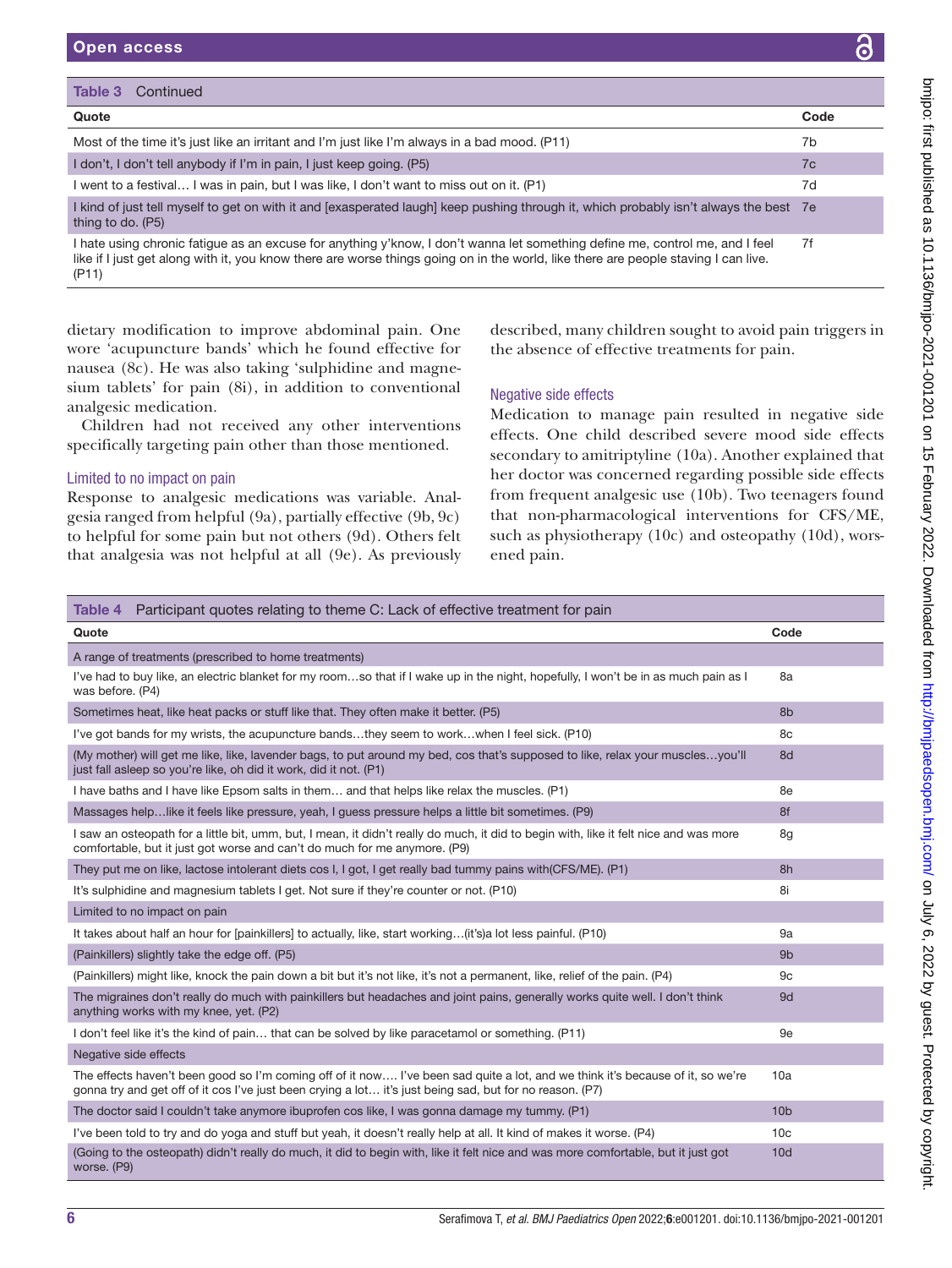**Table 3** Continued

| Quote | Code |
|---|---|
| Most of the time it's just like an irritant and I'm just like I'm always in a bad mood. (P11) | 7b |
| I don't, I don't tell anybody if I'm in pain, I just keep going. (P5) | 7c |
| I went to a festival… I was in pain, but I was like, I don't want to miss out on it. (P1) | 7d |
| I kind of just tell myself to get on with it and [exasperated laugh] keep pushing through it, which probably isn't always the best thing to do. (P5) | 7e |
| I hate using chronic fatigue as an excuse for anything y'know, I don't wanna let something define me, control me, and I feel like if I just get along with it, you know there are worse things going on in the world, like there are people staving I can live. (P11) | 7f |

dietary modification to improve abdominal pain. One wore 'acupuncture bands' which he found effective for nausea (8c). He was also taking 'sulphidine and magnesium tablets' for pain (8i), in addition to conventional analgesic medication.

Children had not received any other interventions specifically targeting pain other than those mentioned.

### Limited to no impact on pain

Response to analgesic medications was variable. Analgesia ranged from helpful (9a), partially effective (9b, 9c) to helpful for some pain but not others (9d). Others felt that analgesia was not helpful at all (9e). As previously described, many children sought to avoid pain triggers in the absence of effective treatments for pain.

### Negative side effects

Medication to manage pain resulted in negative side effects. One child described severe mood side effects secondary to amitriptyline (10a). Another explained that her doctor was concerned regarding possible side effects from frequent analgesic use (10b). Two teenagers found that non-pharmacological interventions for CFS/ME, such as physiotherapy (10c) and osteopathy (10d), worsened pain.

**Table 4** Participant quotes relating to theme C: Lack of effective treatment for pain

| Quote | Code |
|---|---|
| A range of treatments (prescribed to home treatments) | |
| I've had to buy like, an electric blanket for my room…so that if I wake up in the night, hopefully, I won't be in as much pain as I was before. (P4) | 8a |
| Sometimes heat, like heat packs or stuff like that. They often make it better. (P5) | 8b |
| I've got bands for my wrists, the acupuncture bands…they seem to work…when I feel sick. (P10) | 8c |
| (My mother) will get me like, like, lavender bags, to put around my bed, cos that's supposed to like, relax your muscles…you'll just fall asleep so you're like, oh did it work, did it not. (P1) | 8d |
| I have baths and I have like Epsom salts in them… and that helps like relax the muscles. (P1) | 8e |
| Massages help…like it feels like pressure, yeah, I guess pressure helps a little bit sometimes. (P9) | 8f |
| I saw an osteopath for a little bit, umm, but, I mean, it didn't really do much, it did to begin with, like it felt nice and was more comfortable, but it just got worse and can't do much for me anymore. (P9) | 8g |
| They put me on like, lactose intolerant diets cos I, I got, I get really bad tummy pains with(CFS/ME). (P1) | 8h |
| It's sulphidine and magnesium tablets I get. Not sure if they're counter or not. (P10) | 8i |
| Limited to no impact on pain | |
| It takes about half an hour for [painkillers] to actually, like, start working…(it's)a lot less painful. (P10) | 9a |
| (Painkillers) slightly take the edge off. (P5) | 9b |
| (Painkillers) might like, knock the pain down a bit but it's not like, it's not a permanent, like, relief of the pain. (P4) | 9c |
| The migraines don't really do much with painkillers but headaches and joint pains, generally works quite well. I don't think anything works with my knee, yet. (P2) | 9d |
| I don't feel like it's the kind of pain… that can be solved by like paracetamol or something. (P11) | 9e |
| Negative side effects | |
| The effects haven't been good so I'm coming off of it now…. I've been sad quite a lot, and we think it's because of it, so we're gonna try and get off of it cos I've just been crying a lot… it's just being sad, but for no reason. (P7) | 10a |
| The doctor said I couldn't take anymore ibuprofen cos like, I was gonna damage my tummy. (P1) | 10b |
| I've been told to try and do yoga and stuff but yeah, it doesn't really help at all. It kind of makes it worse. (P4) | 10c |
| (Going to the osteopath) didn't really do much, it did to begin with, like it felt nice and was more comfortable, but it just got worse. (P9) | 10d |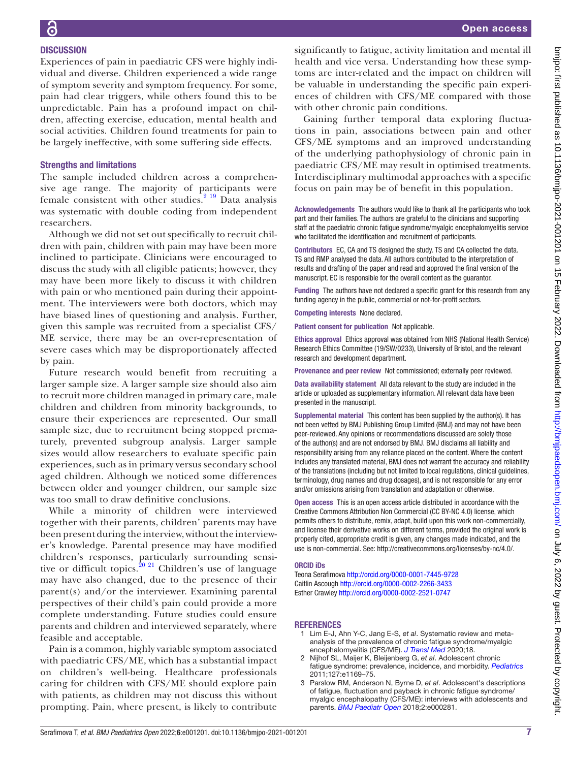## DISCUSSION

Experiences of pain in paediatric CFS were highly individual and diverse. Children experienced a wide range of symptom severity and symptom frequency. For some, pain had clear triggers, while others found this to be unpredictable. Pain has a profound impact on children, affecting exercise, education, mental health and social activities. Children found treatments for pain to be largely ineffective, with some suffering side effects.

### Strengths and limitations

The sample included children across a comprehensive age range. The majority of participants were female consistent with other studies.[2 19] Data analysis was systematic with double coding from independent researchers.

Although we did not set out specifically to recruit children with pain, children with pain may have been more inclined to participate. Clinicians were encouraged to discuss the study with all eligible patients; however, they may have been more likely to discuss it with children with pain or who mentioned pain during their appointment. The interviewers were both doctors, which may have biased lines of questioning and analysis. Further, given this sample was recruited from a specialist CFS/ME service, there may be an over-representation of severe cases which may be disproportionately affected by pain.

Future research would benefit from recruiting a larger sample size. A larger sample size should also aim to recruit more children managed in primary care, male children and children from minority backgrounds, to ensure their experiences are represented. Our small sample size, due to recruitment being stopped prematurely, prevented subgroup analysis. Larger sample sizes would allow researchers to evaluate specific pain experiences, such as in primary versus secondary school aged children. Although we noticed some differences between older and younger children, our sample size was too small to draw definitive conclusions.

While a minority of children were interviewed together with their parents, children' parents may have been present during the interview, without the interviewer's knowledge. Parental presence may have modified children's responses, particularly surrounding sensitive or difficult topics.[20 21] Children's use of language may have also changed, due to the presence of their parent(s) and/or the interviewer. Examining parental perspectives of their child's pain could provide a more complete understanding. Future studies could ensure parents and children and interviewed separately, where feasible and acceptable.

Pain is a common, highly variable symptom associated with paediatric CFS/ME, which has a substantial impact on children's well-being. Healthcare professionals caring for children with CFS/ME should explore pain with patients, as children may not discuss this without prompting. Pain, where present, is likely to contribute significantly to fatigue, activity limitation and mental ill health and vice versa. Understanding how these symptoms are inter-related and the impact on children will be valuable in understanding the specific pain experiences of children with CFS/ME compared with those with other chronic pain conditions.

Gaining further temporal data exploring fluctuations in pain, associations between pain and other CFS/ME symptoms and an improved understanding of the underlying pathophysiology of chronic pain in paediatric CFS/ME may result in optimised treatments. Interdisciplinary multimodal approaches with a specific focus on pain may be of benefit in this population.

**Acknowledgements** The authors would like to thank all the participants who took part and their families. The authors are grateful to the clinicians and supporting staff at the paediatric chronic fatigue syndrome/myalgic encephalomyelitis service who facilitated the identification and recruitment of participants.

**Contributors** EC, CA and TS designed the study. TS and CA collected the data. TS and RMP analysed the data. All authors contributed to the interpretation of results and drafting of the paper and read and approved the final version of the manuscript. EC is responsible for the overall content as the guarantor.

**Funding** The authors have not declared a specific grant for this research from any funding agency in the public, commercial or not-for-profit sectors.

**Competing interests** None declared.

**Patient consent for publication** Not applicable.

**Ethics approval** Ethics approval was obtained from NHS (National Health Service) Research Ethics Committee (19/SW/0233), University of Bristol, and the relevant research and development department.

**Provenance and peer review** Not commissioned; externally peer reviewed.

**Data availability statement** All data relevant to the study are included in the article or uploaded as supplementary information. All relevant data have been presented in the manuscript.

**Supplemental material** This content has been supplied by the author(s). It has not been vetted by BMJ Publishing Group Limited (BMJ) and may not have been peer-reviewed. Any opinions or recommendations discussed are solely those of the author(s) and are not endorsed by BMJ. BMJ disclaims all liability and responsibility arising from any reliance placed on the content. Where the content includes any translated material, BMJ does not warrant the accuracy and reliability of the translations (including but not limited to local regulations, clinical guidelines, terminology, drug names and drug dosages), and is not responsible for any error and/or omissions arising from translation and adaptation or otherwise.

**Open access** This is an open access article distributed in accordance with the Creative Commons Attribution Non Commercial (CC BY-NC 4.0) license, which permits others to distribute, remix, adapt, build upon this work non-commercially, and license their derivative works on different terms, provided the original work is properly cited, appropriate credit is given, any changes made indicated, and the use is non-commercial. See: http://creativecommons.org/licenses/by-nc/4.0/.

### ORCID iDs

Teona Serafimova http://orcid.org/0000-0001-7445-9728
Caitlin Ascough http://orcid.org/0000-0002-2266-3433
Esther Crawley http://orcid.org/0000-0002-2521-0747

## REFERENCES

1. Lim E-J, Ahn Y-C, Jang E-S, *et al*. Systematic review and meta-analysis of the prevalence of chronic fatigue syndrome/myalgic encephalomyelitis (CFS/ME). *J Transl Med* 2020;18.
2. Nijhof SL, Maijer K, Bleijenberg G, *et al*. Adolescent chronic fatigue syndrome: prevalence, incidence, and morbidity. *Pediatrics* 2011;127:e1169–75.
3. Parslow RM, Anderson N, Byrne D, *et al*. Adolescent's descriptions of fatigue, fluctuation and payback in chronic fatigue syndrome/myalgic encephalopathy (CFS/ME): interviews with adolescents and parents. *BMJ Paediatr Open* 2018;2:e000281.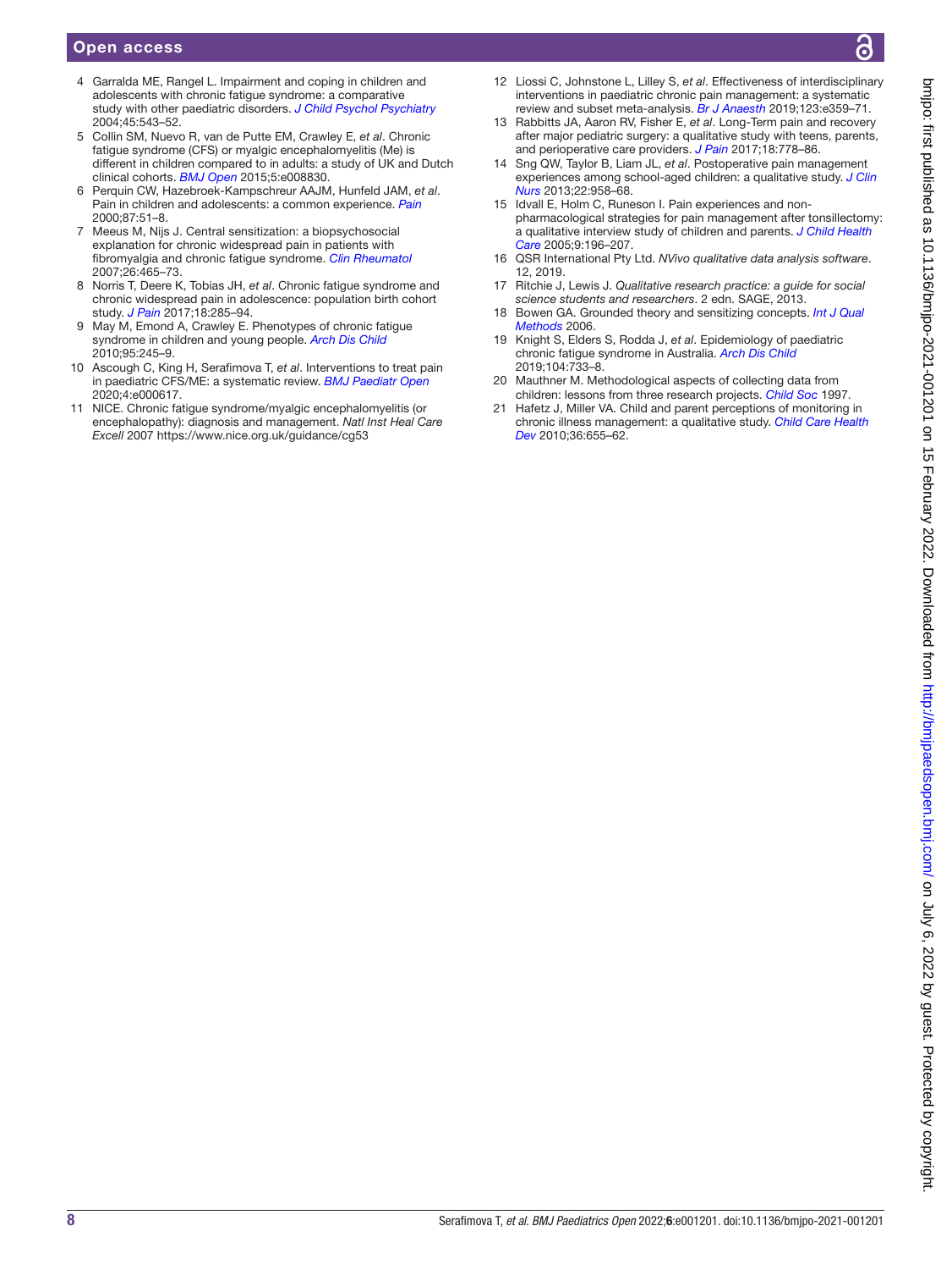4 Garralda ME, Rangel L. Impairment and coping in children and adolescents with chronic fatigue syndrome: a comparative study with other paediatric disorders. *J Child Psychol Psychiatry* 2004;45:543–52.

5 Collin SM, Nuevo R, van de Putte EM, Crawley E, *et al*. Chronic fatigue syndrome (CFS) or myalgic encephalomyelitis (Me) is different in children compared to in adults: a study of UK and Dutch clinical cohorts. *BMJ Open* 2015;5:e008830.

6 Perquin CW, Hazebroek-Kampschreur AAJM, Hunfeld JAM, *et al*. Pain in children and adolescents: a common experience. *Pain* 2000;87:51–8.

7 Meeus M, Nijs J. Central sensitization: a biopsychosocial explanation for chronic widespread pain in patients with fibromyalgia and chronic fatigue syndrome. *Clin Rheumatol* 2007;26:465–73.

8 Norris T, Deere K, Tobias JH, *et al*. Chronic fatigue syndrome and chronic widespread pain in adolescence: population birth cohort study. *J Pain* 2017;18:285–94.

9 May M, Emond A, Crawley E. Phenotypes of chronic fatigue syndrome in children and young people. *Arch Dis Child* 2010;95:245–9.

10 Ascough C, King H, Serafimova T, *et al*. Interventions to treat pain in paediatric CFS/ME: a systematic review. *BMJ Paediatr Open* 2020;4:e000617.

11 NICE. Chronic fatigue syndrome/myalgic encephalomyelitis (or encephalopathy): diagnosis and management. *Natl Inst Heal Care Excell* 2007 https://www.nice.org.uk/guidance/cg53

12 Liossi C, Johnstone L, Lilley S, *et al*. Effectiveness of interdisciplinary interventions in paediatric chronic pain management: a systematic review and subset meta-analysis. *Br J Anaesth* 2019;123:e359–71.

13 Rabbitts JA, Aaron RV, Fisher E, *et al*. Long-Term pain and recovery after major pediatric surgery: a qualitative study with teens, parents, and perioperative care providers. *J Pain* 2017;18:778–86.

14 Sng QW, Taylor B, Liam JL, *et al*. Postoperative pain management experiences among school-aged children: a qualitative study. *J Clin Nurs* 2013;22:958–68.

15 Idvall E, Holm C, Runeson I. Pain experiences and non-pharmacological strategies for pain management after tonsillectomy: a qualitative interview study of children and parents. *J Child Health Care* 2005;9:196–207.

16 QSR International Pty Ltd. *NVivo qualitative data analysis software*. 12, 2019.

17 Ritchie J, Lewis J. *Qualitative research practice: a guide for social science students and researchers*. 2 edn. SAGE, 2013.

18 Bowen GA. Grounded theory and sensitizing concepts. *Int J Qual Methods* 2006.

19 Knight S, Elders S, Rodda J, *et al*. Epidemiology of paediatric chronic fatigue syndrome in Australia. *Arch Dis Child* 2019;104:733–8.

20 Mauthner M. Methodological aspects of collecting data from children: lessons from three research projects. *Child Soc* 1997.

21 Hafetz J, Miller VA. Child and parent perceptions of monitoring in chronic illness management: a qualitative study. *Child Care Health Dev* 2010;36:655–62.